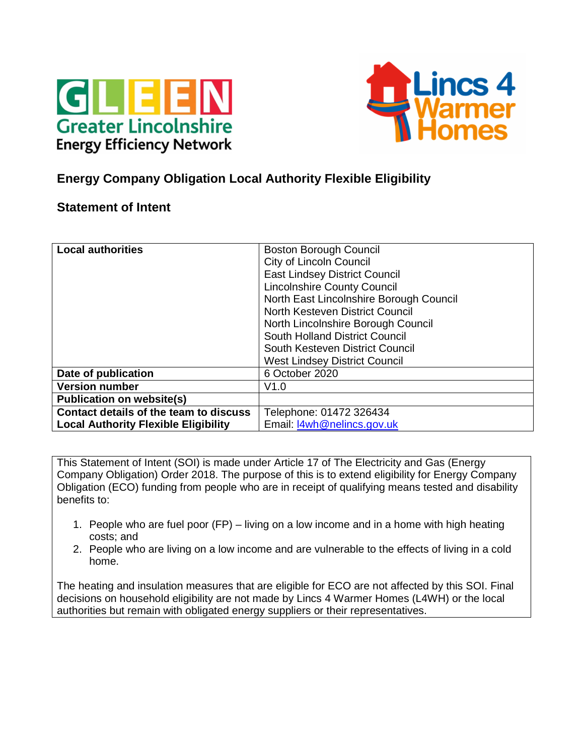**GLEEN**
**Greater Lincolnshire Energy Efficiency Network**

**Lincs 4 Warmer Homes**

## Energy Company Obligation Local Authority Flexible Eligibility

## Statement of Intent

| | |
|---|---|
| **Local authorities** | Boston Borough Council<br>City of Lincoln Council<br>East Lindsey District Council<br>Lincolnshire County Council<br>North East Lincolnshire Borough Council<br>North Kesteven District Council<br>North Lincolnshire Borough Council<br>South Holland District Council<br>South Kesteven District Council<br>West Lindsey District Council |
| **Date of publication** | 6 October 2020 |
| **Version number** | V1.0 |
| **Publication on website(s)** | |
| **Contact details of the team to discuss Local Authority Flexible Eligibility** | Telephone: 01472 326434<br>Email: l4wh@nelincs.gov.uk |

This Statement of Intent (SOI) is made under Article 17 of The Electricity and Gas (Energy Company Obligation) Order 2018. The purpose of this is to extend eligibility for Energy Company Obligation (ECO) funding from people who are in receipt of qualifying means tested and disability benefits to:

1. People who are fuel poor (FP) – living on a low income and in a home with high heating costs; and
2. People who are living on a low income and are vulnerable to the effects of living in a cold home.

The heating and insulation measures that are eligible for ECO are not affected by this SOI. Final decisions on household eligibility are not made by Lincs 4 Warmer Homes (L4WH) or the local authorities but remain with obligated energy suppliers or their representatives.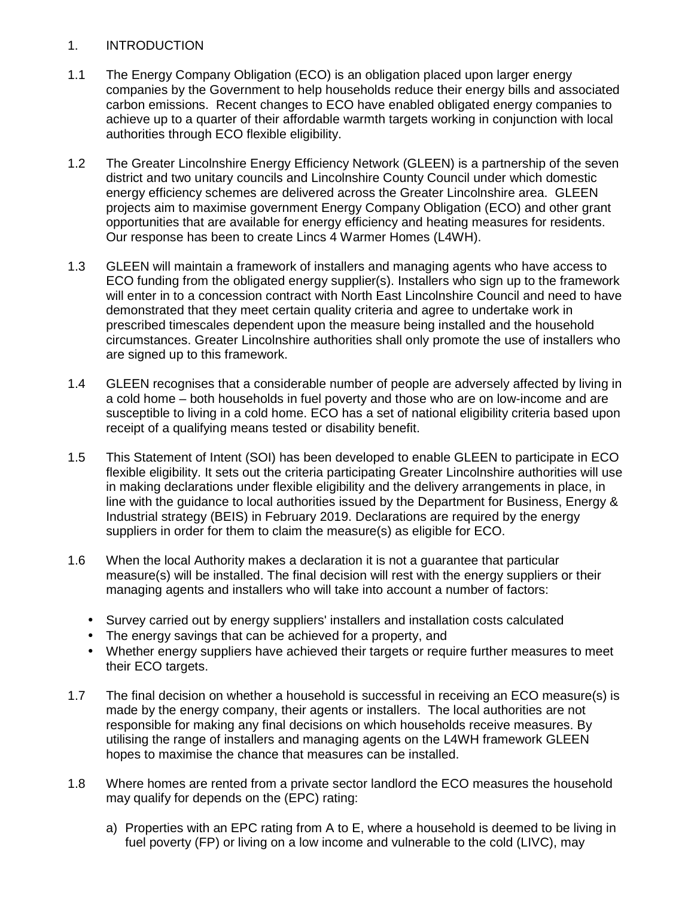## 1. INTRODUCTION

1.1 The Energy Company Obligation (ECO) is an obligation placed upon larger energy companies by the Government to help households reduce their energy bills and associated carbon emissions. Recent changes to ECO have enabled obligated energy companies to achieve up to a quarter of their affordable warmth targets working in conjunction with local authorities through ECO flexible eligibility.

1.2 The Greater Lincolnshire Energy Efficiency Network (GLEEN) is a partnership of the seven district and two unitary councils and Lincolnshire County Council under which domestic energy efficiency schemes are delivered across the Greater Lincolnshire area. GLEEN projects aim to maximise government Energy Company Obligation (ECO) and other grant opportunities that are available for energy efficiency and heating measures for residents. Our response has been to create Lincs 4 Warmer Homes (L4WH).

1.3 GLEEN will maintain a framework of installers and managing agents who have access to ECO funding from the obligated energy supplier(s). Installers who sign up to the framework will enter in to a concession contract with North East Lincolnshire Council and need to have demonstrated that they meet certain quality criteria and agree to undertake work in prescribed timescales dependent upon the measure being installed and the household circumstances. Greater Lincolnshire authorities shall only promote the use of installers who are signed up to this framework.

1.4 GLEEN recognises that a considerable number of people are adversely affected by living in a cold home – both households in fuel poverty and those who are on low-income and are susceptible to living in a cold home. ECO has a set of national eligibility criteria based upon receipt of a qualifying means tested or disability benefit.

1.5 This Statement of Intent (SOI) has been developed to enable GLEEN to participate in ECO flexible eligibility. It sets out the criteria participating Greater Lincolnshire authorities will use in making declarations under flexible eligibility and the delivery arrangements in place, in line with the guidance to local authorities issued by the Department for Business, Energy & Industrial strategy (BEIS) in February 2019. Declarations are required by the energy suppliers in order for them to claim the measure(s) as eligible for ECO.

1.6 When the local Authority makes a declaration it is not a guarantee that particular measure(s) will be installed. The final decision will rest with the energy suppliers or their managing agents and installers who will take into account a number of factors:

- Survey carried out by energy suppliers' installers and installation costs calculated
- The energy savings that can be achieved for a property, and
- Whether energy suppliers have achieved their targets or require further measures to meet their ECO targets.

1.7 The final decision on whether a household is successful in receiving an ECO measure(s) is made by the energy company, their agents or installers. The local authorities are not responsible for making any final decisions on which households receive measures. By utilising the range of installers and managing agents on the L4WH framework GLEEN hopes to maximise the chance that measures can be installed.

1.8 Where homes are rented from a private sector landlord the ECO measures the household may qualify for depends on the (EPC) rating:

a) Properties with an EPC rating from A to E, where a household is deemed to be living in fuel poverty (FP) or living on a low income and vulnerable to the cold (LIVC), may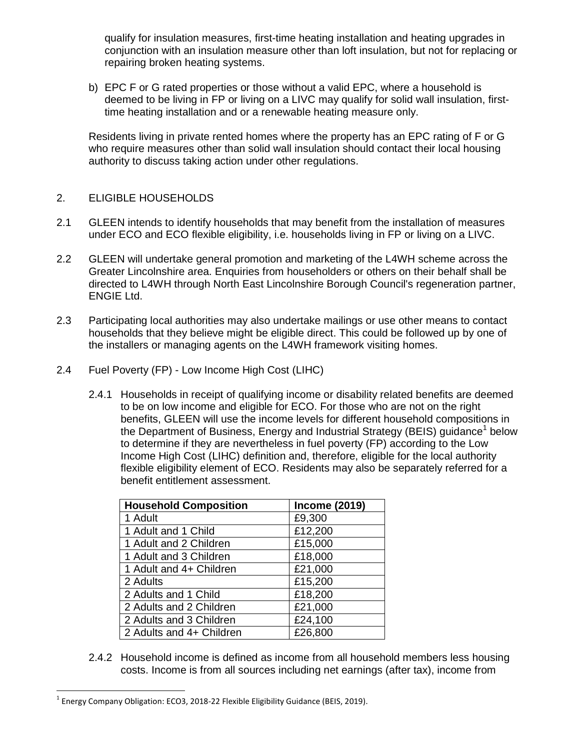qualify for insulation measures, first-time heating installation and heating upgrades in conjunction with an insulation measure other than loft insulation, but not for replacing or repairing broken heating systems.

b) EPC F or G rated properties or those without a valid EPC, where a household is deemed to be living in FP or living on a LIVC may qualify for solid wall insulation, first-time heating installation and or a renewable heating measure only.

Residents living in private rented homes where the property has an EPC rating of F or G who require measures other than solid wall insulation should contact their local housing authority to discuss taking action under other regulations.

## 2. ELIGIBLE HOUSEHOLDS

2.1 GLEEN intends to identify households that may benefit from the installation of measures under ECO and ECO flexible eligibility, i.e. households living in FP or living on a LIVC.

2.2 GLEEN will undertake general promotion and marketing of the L4WH scheme across the Greater Lincolnshire area. Enquiries from householders or others on their behalf shall be directed to L4WH through North East Lincolnshire Borough Council's regeneration partner, ENGIE Ltd.

2.3 Participating local authorities may also undertake mailings or use other means to contact households that they believe might be eligible direct. This could be followed up by one of the installers or managing agents on the L4WH framework visiting homes.

2.4 Fuel Poverty (FP) - Low Income High Cost (LIHC)

2.4.1 Households in receipt of qualifying income or disability related benefits are deemed to be on low income and eligible for ECO. For those who are not on the right benefits, GLEEN will use the income levels for different household compositions in the Department of Business, Energy and Industrial Strategy (BEIS) guidance[1] below to determine if they are nevertheless in fuel poverty (FP) according to the Low Income High Cost (LIHC) definition and, therefore, eligible for the local authority flexible eligibility element of ECO. Residents may also be separately referred for a benefit entitlement assessment.

| Household Composition | Income (2019) |
|---|---|
| 1 Adult | £9,300 |
| 1 Adult and 1 Child | £12,200 |
| 1 Adult and 2 Children | £15,000 |
| 1 Adult and 3 Children | £18,000 |
| 1 Adult and 4+ Children | £21,000 |
| 2 Adults | £15,200 |
| 2 Adults and 1 Child | £18,200 |
| 2 Adults and 2 Children | £21,000 |
| 2 Adults and 3 Children | £24,100 |
| 2 Adults and 4+ Children | £26,800 |

2.4.2 Household income is defined as income from all household members less housing costs. Income is from all sources including net earnings (after tax), income from

[1] Energy Company Obligation: ECO3, 2018-22 Flexible Eligibility Guidance (BEIS, 2019).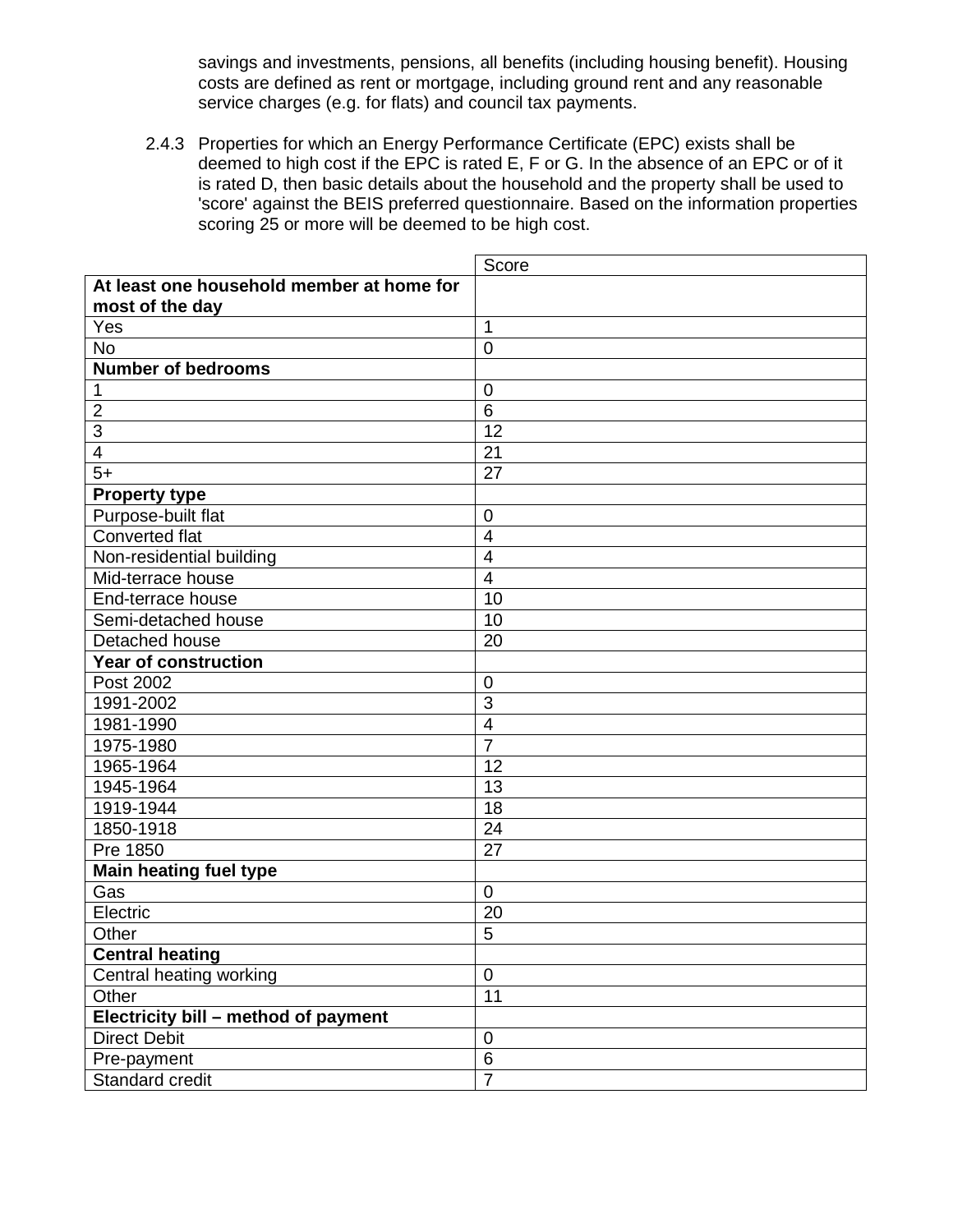savings and investments, pensions, all benefits (including housing benefit). Housing costs are defined as rent or mortgage, including ground rent and any reasonable service charges (e.g. for flats) and council tax payments.

2.4.3 Properties for which an Energy Performance Certificate (EPC) exists shall be deemed to high cost if the EPC is rated E, F or G. In the absence of an EPC or of it is rated D, then basic details about the household and the property shall be used to 'score' against the BEIS preferred questionnaire. Based on the information properties scoring 25 or more will be deemed to be high cost.

| | Score |
|---|---|
| **At least one household member at home for most of the day** | |
| Yes | 1 |
| No | 0 |
| **Number of bedrooms** | |
| 1 | 0 |
| 2 | 6 |
| 3 | 12 |
| 4 | 21 |
| 5+ | 27 |
| **Property type** | |
| Purpose-built flat | 0 |
| Converted flat | 4 |
| Non-residential building | 4 |
| Mid-terrace house | 4 |
| End-terrace house | 10 |
| Semi-detached house | 10 |
| Detached house | 20 |
| **Year of construction** | |
| Post 2002 | 0 |
| 1991-2002 | 3 |
| 1981-1990 | 4 |
| 1975-1980 | 7 |
| 1965-1964 | 12 |
| 1945-1964 | 13 |
| 1919-1944 | 18 |
| 1850-1918 | 24 |
| Pre 1850 | 27 |
| **Main heating fuel type** | |
| Gas | 0 |
| Electric | 20 |
| Other | 5 |
| **Central heating** | |
| Central heating working | 0 |
| Other | 11 |
| **Electricity bill – method of payment** | |
| Direct Debit | 0 |
| Pre-payment | 6 |
| Standard credit | 7 |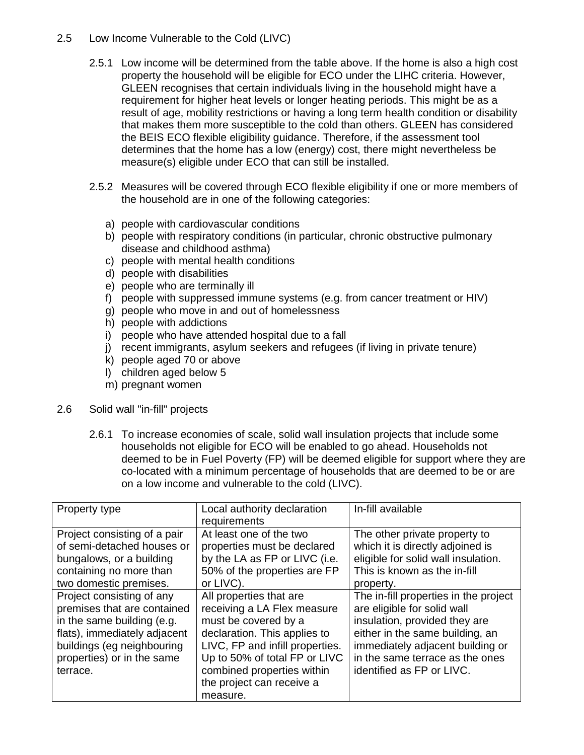## 2.5 Low Income Vulnerable to the Cold (LIVC)

2.5.1 Low income will be determined from the table above. If the home is also a high cost property the household will be eligible for ECO under the LIHC criteria. However, GLEEN recognises that certain individuals living in the household might have a requirement for higher heat levels or longer heating periods. This might be as a result of age, mobility restrictions or having a long term health condition or disability that makes them more susceptible to the cold than others. GLEEN has considered the BEIS ECO flexible eligibility guidance. Therefore, if the assessment tool determines that the home has a low (energy) cost, there might nevertheless be measure(s) eligible under ECO that can still be installed.

2.5.2 Measures will be covered through ECO flexible eligibility if one or more members of the household are in one of the following categories:

a) people with cardiovascular conditions
b) people with respiratory conditions (in particular, chronic obstructive pulmonary disease and childhood asthma)
c) people with mental health conditions
d) people with disabilities
e) people who are terminally ill
f) people with suppressed immune systems (e.g. from cancer treatment or HIV)
g) people who move in and out of homelessness
h) people with addictions
i) people who have attended hospital due to a fall
j) recent immigrants, asylum seekers and refugees (if living in private tenure)
k) people aged 70 or above
l) children aged below 5
m) pregnant women

## 2.6 Solid wall "in-fill" projects

2.6.1 To increase economies of scale, solid wall insulation projects that include some households not eligible for ECO will be enabled to go ahead. Households not deemed to be in Fuel Poverty (FP) will be deemed eligible for support where they are co-located with a minimum percentage of households that are deemed to be or are on a low income and vulnerable to the cold (LIVC).

| Property type | Local authority declaration requirements | In-fill available |
|---|---|---|
| Project consisting of a pair of semi-detached houses or bungalows, or a building containing no more than two domestic premises. | At least one of the two properties must be declared by the LA as FP or LIVC (i.e. 50% of the properties are FP or LIVC). | The other private property to which it is directly adjoined is eligible for solid wall insulation. This is known as the in-fill property. |
| Project consisting of any premises that are contained in the same building (e.g. flats), immediately adjacent buildings (eg neighbouring properties) or in the same terrace. | All properties that are receiving a LA Flex measure must be covered by a declaration. This applies to LIVC, FP and infill properties. Up to 50% of total FP or LIVC combined properties within the project can receive a measure. | The in-fill properties in the project are eligible for solid wall insulation, provided they are either in the same building, an immediately adjacent building or in the same terrace as the ones identified as FP or LIVC. |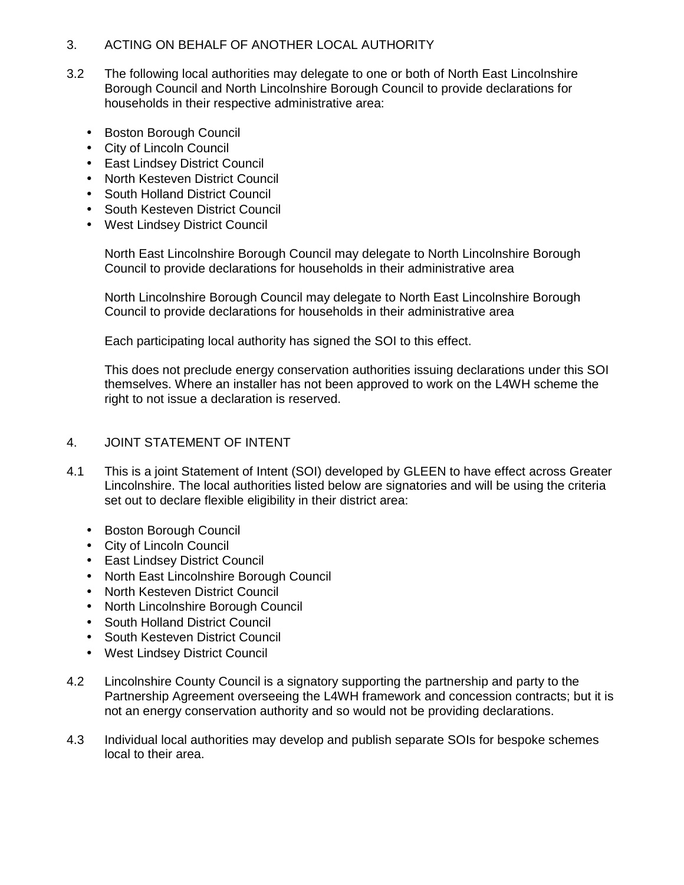## 3. ACTING ON BEHALF OF ANOTHER LOCAL AUTHORITY

3.2 The following local authorities may delegate to one or both of North East Lincolnshire Borough Council and North Lincolnshire Borough Council to provide declarations for households in their respective administrative area:

- Boston Borough Council
- City of Lincoln Council
- East Lindsey District Council
- North Kesteven District Council
- South Holland District Council
- South Kesteven District Council
- West Lindsey District Council

North East Lincolnshire Borough Council may delegate to North Lincolnshire Borough Council to provide declarations for households in their administrative area

North Lincolnshire Borough Council may delegate to North East Lincolnshire Borough Council to provide declarations for households in their administrative area

Each participating local authority has signed the SOI to this effect.

This does not preclude energy conservation authorities issuing declarations under this SOI themselves. Where an installer has not been approved to work on the L4WH scheme the right to not issue a declaration is reserved.

## 4. JOINT STATEMENT OF INTENT

4.1 This is a joint Statement of Intent (SOI) developed by GLEEN to have effect across Greater Lincolnshire. The local authorities listed below are signatories and will be using the criteria set out to declare flexible eligibility in their district area:

- Boston Borough Council
- City of Lincoln Council
- East Lindsey District Council
- North East Lincolnshire Borough Council
- North Kesteven District Council
- North Lincolnshire Borough Council
- South Holland District Council
- South Kesteven District Council
- West Lindsey District Council

4.2 Lincolnshire County Council is a signatory supporting the partnership and party to the Partnership Agreement overseeing the L4WH framework and concession contracts; but it is not an energy conservation authority and so would not be providing declarations.

4.3 Individual local authorities may develop and publish separate SOIs for bespoke schemes local to their area.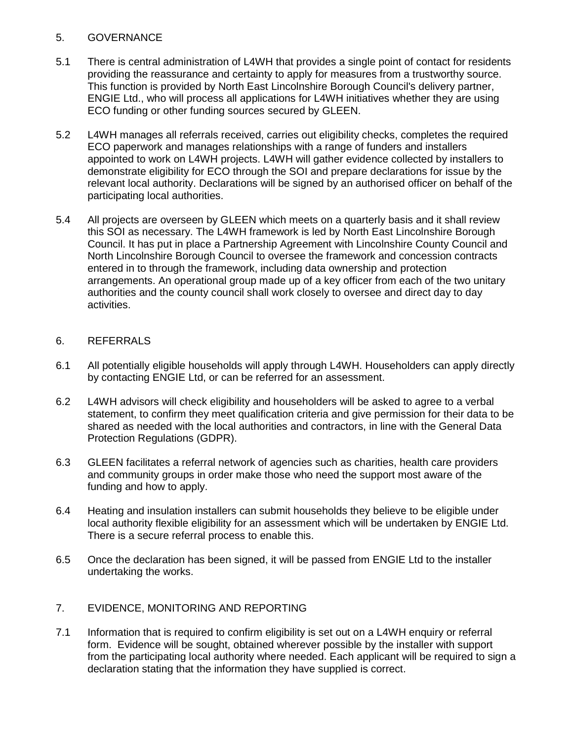## 5. GOVERNANCE

5.1 There is central administration of L4WH that provides a single point of contact for residents providing the reassurance and certainty to apply for measures from a trustworthy source. This function is provided by North East Lincolnshire Borough Council's delivery partner, ENGIE Ltd., who will process all applications for L4WH initiatives whether they are using ECO funding or other funding sources secured by GLEEN.

5.2 L4WH manages all referrals received, carries out eligibility checks, completes the required ECO paperwork and manages relationships with a range of funders and installers appointed to work on L4WH projects. L4WH will gather evidence collected by installers to demonstrate eligibility for ECO through the SOI and prepare declarations for issue by the relevant local authority. Declarations will be signed by an authorised officer on behalf of the participating local authorities.

5.4 All projects are overseen by GLEEN which meets on a quarterly basis and it shall review this SOI as necessary. The L4WH framework is led by North East Lincolnshire Borough Council. It has put in place a Partnership Agreement with Lincolnshire County Council and North Lincolnshire Borough Council to oversee the framework and concession contracts entered in to through the framework, including data ownership and protection arrangements. An operational group made up of a key officer from each of the two unitary authorities and the county council shall work closely to oversee and direct day to day activities.

## 6. REFERRALS

6.1 All potentially eligible households will apply through L4WH. Householders can apply directly by contacting ENGIE Ltd, or can be referred for an assessment.

6.2 L4WH advisors will check eligibility and householders will be asked to agree to a verbal statement, to confirm they meet qualification criteria and give permission for their data to be shared as needed with the local authorities and contractors, in line with the General Data Protection Regulations (GDPR).

6.3 GLEEN facilitates a referral network of agencies such as charities, health care providers and community groups in order make those who need the support most aware of the funding and how to apply.

6.4 Heating and insulation installers can submit households they believe to be eligible under local authority flexible eligibility for an assessment which will be undertaken by ENGIE Ltd. There is a secure referral process to enable this.

6.5 Once the declaration has been signed, it will be passed from ENGIE Ltd to the installer undertaking the works.

## 7. EVIDENCE, MONITORING AND REPORTING

7.1 Information that is required to confirm eligibility is set out on a L4WH enquiry or referral form. Evidence will be sought, obtained wherever possible by the installer with support from the participating local authority where needed. Each applicant will be required to sign a declaration stating that the information they have supplied is correct.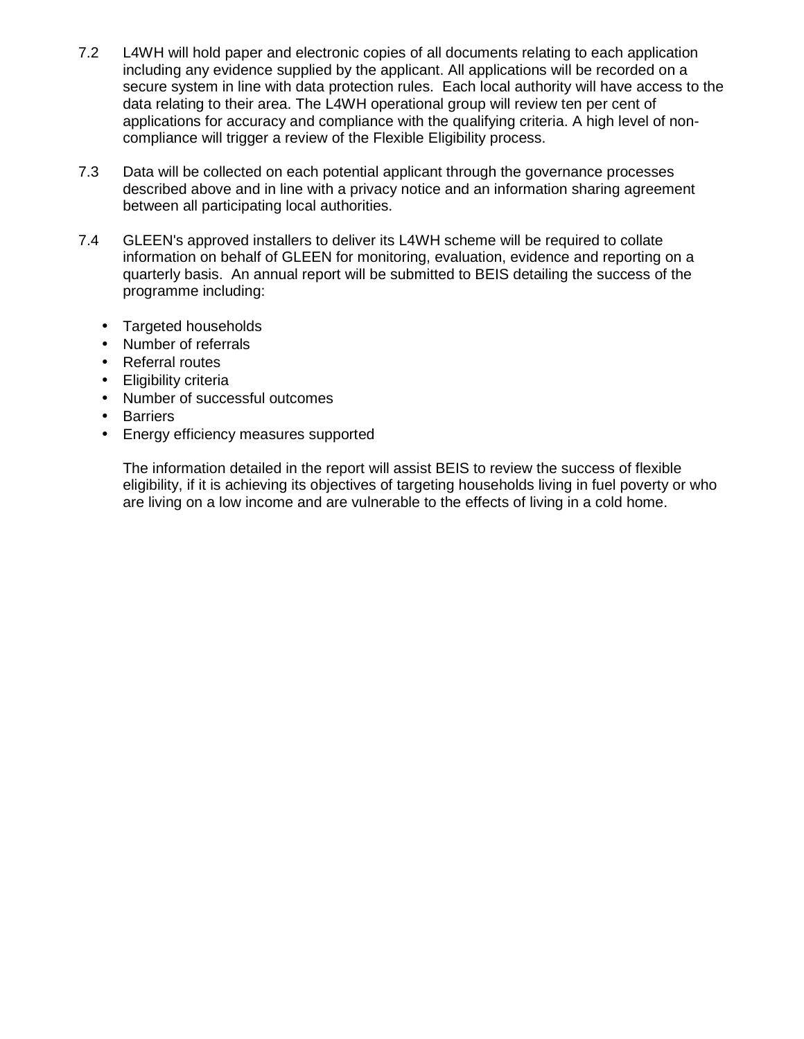7.2 L4WH will hold paper and electronic copies of all documents relating to each application including any evidence supplied by the applicant. All applications will be recorded on a secure system in line with data protection rules. Each local authority will have access to the data relating to their area. The L4WH operational group will review ten per cent of applications for accuracy and compliance with the qualifying criteria. A high level of non-compliance will trigger a review of the Flexible Eligibility process.

7.3 Data will be collected on each potential applicant through the governance processes described above and in line with a privacy notice and an information sharing agreement between all participating local authorities.

7.4 GLEEN's approved installers to deliver its L4WH scheme will be required to collate information on behalf of GLEEN for monitoring, evaluation, evidence and reporting on a quarterly basis. An annual report will be submitted to BEIS detailing the success of the programme including:

- Targeted households
- Number of referrals
- Referral routes
- Eligibility criteria
- Number of successful outcomes
- Barriers
- Energy efficiency measures supported

The information detailed in the report will assist BEIS to review the success of flexible eligibility, if it is achieving its objectives of targeting households living in fuel poverty or who are living on a low income and are vulnerable to the effects of living in a cold home.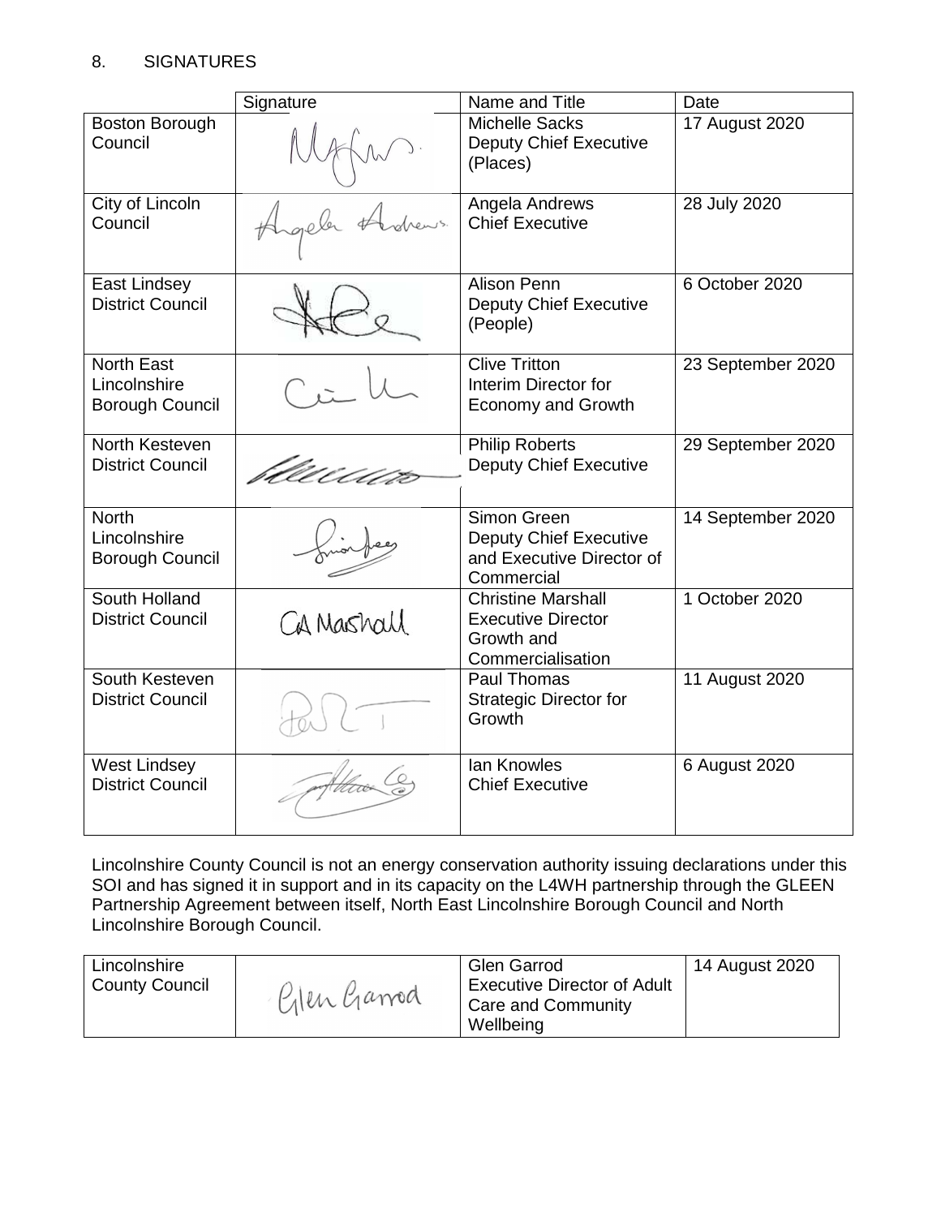## 8. SIGNATURES

| | Signature | Name and Title | Date |
|---|---|---|---|
| Boston Borough Council | | Michelle Sacks<br>Deputy Chief Executive (Places) | 17 August 2020 |
| City of Lincoln Council | Angela Andrews | Angela Andrews<br>Chief Executive | 28 July 2020 |
| East Lindsey District Council | | Alison Penn<br>Deputy Chief Executive (People) | 6 October 2020 |
| North East Lincolnshire Borough Council | | Clive Tritton<br>Interim Director for Economy and Growth | 23 September 2020 |
| North Kesteven District Council | | Philip Roberts<br>Deputy Chief Executive | 29 September 2020 |
| North Lincolnshire Borough Council | | Simon Green<br>Deputy Chief Executive and Executive Director of Commercial | 14 September 2020 |
| South Holland District Council | CA Marshall | Christine Marshall<br>Executive Director Growth and Commercialisation | 1 October 2020 |
| South Kesteven District Council | | Paul Thomas<br>Strategic Director for Growth | 11 August 2020 |
| West Lindsey District Council | | Ian Knowles<br>Chief Executive | 6 August 2020 |

Lincolnshire County Council is not an energy conservation authority issuing declarations under this SOI and has signed it in support and in its capacity on the L4WH partnership through the GLEEN Partnership Agreement between itself, North East Lincolnshire Borough Council and North Lincolnshire Borough Council.

| | Signature | Name and Title | Date |
|---|---|---|---|
| Lincolnshire County Council | Glen Garrod | Glen Garrod<br>Executive Director of Adult Care and Community Wellbeing | 14 August 2020 |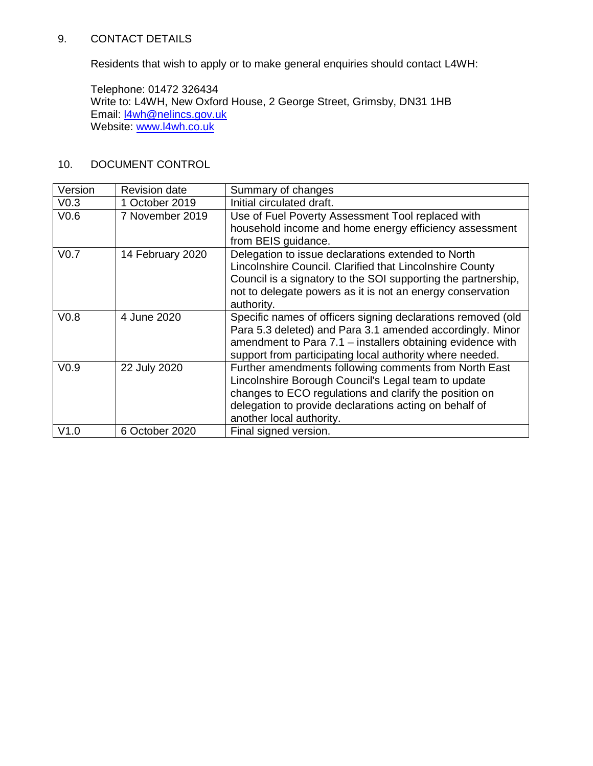## 9. CONTACT DETAILS

Residents that wish to apply or to make general enquiries should contact L4WH:

Telephone: 01472 326434
Write to: L4WH, New Oxford House, 2 George Street, Grimsby, DN31 1HB
Email: l4wh@nelincs.gov.uk
Website: www.l4wh.co.uk

## 10. DOCUMENT CONTROL

| Version | Revision date | Summary of changes |
|---|---|---|
| V0.3 | 1 October 2019 | Initial circulated draft. |
| V0.6 | 7 November 2019 | Use of Fuel Poverty Assessment Tool replaced with household income and home energy efficiency assessment from BEIS guidance. |
| V0.7 | 14 February 2020 | Delegation to issue declarations extended to North Lincolnshire Council. Clarified that Lincolnshire County Council is a signatory to the SOI supporting the partnership, not to delegate powers as it is not an energy conservation authority. |
| V0.8 | 4 June 2020 | Specific names of officers signing declarations removed (old Para 5.3 deleted) and Para 3.1 amended accordingly. Minor amendment to Para 7.1 – installers obtaining evidence with support from participating local authority where needed. |
| V0.9 | 22 July 2020 | Further amendments following comments from North East Lincolnshire Borough Council's Legal team to update changes to ECO regulations and clarify the position on delegation to provide declarations acting on behalf of another local authority. |
| V1.0 | 6 October 2020 | Final signed version. |